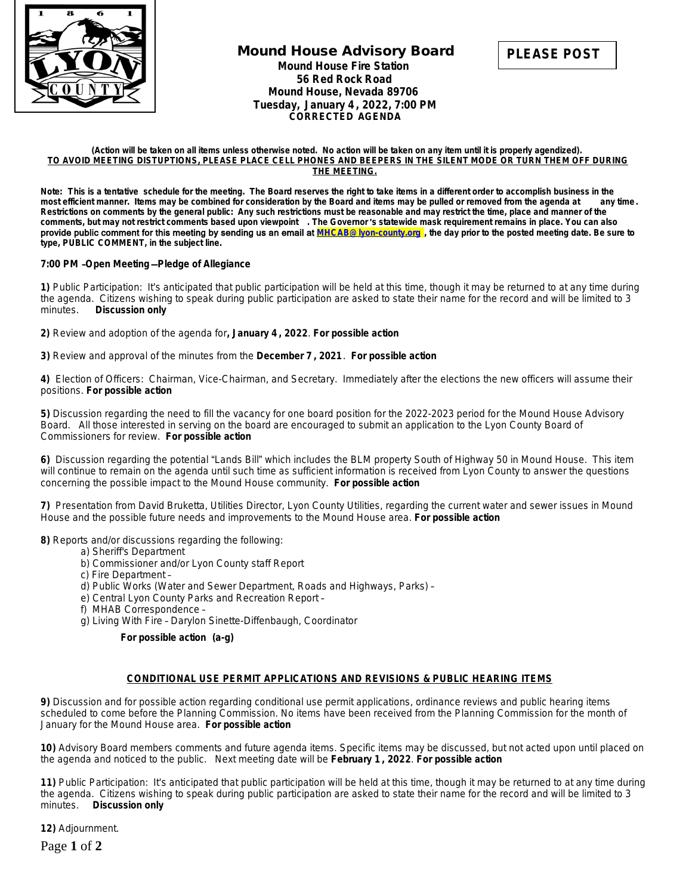# Mound House Advisory Board

**PLEASE POST**

**Mound House Fire Station**
**56 Red Rock Road**
**Mound House, Nevada 89706**
**Tuesday, January 4, 2022, 7:00 PM**
**CORRECTED AGENDA**

**(Action will be taken on all items unless otherwise noted. No action will be taken on any item until it is properly agendized).**
**TO AVOID MEETING DISTUPTIONS, PLEASE PLACE CELL PHONES AND BEEPERS IN THE SILENT MODE OR TURN THEM OFF DURING THE MEETING.**

**Note: This is a tentative schedule for the meeting. The Board reserves the right to take items in a different order to accomplish business in the most efficient manner. Items may be combined for consideration by the Board and items may be pulled or removed from the agenda at any time. Restrictions on comments by the general public: Any such restrictions must be reasonable and may restrict the time, place and manner of the comments, but may not restrict comments based upon viewpoint. The Governor's statewide mask requirement remains in place. You can also provide public comment for this meeting by sending us an email at MHCAB@lyon-county.org, the day prior to the posted meeting date. Be sure to type, PUBLIC COMMENT, in the subject line.**

**7:00 PM –Open Meeting—Pledge of Allegiance**

**1)** Public Participation: It's anticipated that public participation will be held at this time, though it may be returned to at any time during the agenda. Citizens wishing to speak during public participation are asked to state their name for the record and will be limited to 3 minutes. **Discussion only**

**2)** Review and adoption of the agenda for**, January 4, 2022**. **For possible action**

**3)** Review and approval of the minutes from the **December 7, 2021**. **For possible action**

**4)** Election of Officers: Chairman, Vice-Chairman, and Secretary. Immediately after the elections the new officers will assume their positions. **For possible action**

**5)** Discussion regarding the need to fill the vacancy for one board position for the 2022-2023 period for the Mound House Advisory Board. All those interested in serving on the board are encouraged to submit an application to the Lyon County Board of Commissioners for review. **For possible action**

**6)** Discussion regarding the potential "Lands Bill" which includes the BLM property South of Highway 50 in Mound House. This item will continue to remain on the agenda until such time as sufficient information is received from Lyon County to answer the questions concerning the possible impact to the Mound House community. **For possible action**

**7)** Presentation from David Bruketta, Utilities Director, Lyon County Utilities, regarding the current water and sewer issues in Mound House and the possible future needs and improvements to the Mound House area. **For possible action**

**8)** Reports and/or discussions regarding the following:

a) Sheriff's Department
b) Commissioner and/or Lyon County staff Report
c) Fire Department –
d) Public Works (Water and Sewer Department, Roads and Highways, Parks) –
e) Central Lyon County Parks and Recreation Report –
f) MHAB Correspondence –
g) Living With Fire – Darylon Sinette-Diffenbaugh, Coordinator

**For possible action (a-g)**

## CONDITIONAL USE PERMIT APPLICATIONS AND REVISIONS & PUBLIC HEARING ITEMS

**9)** Discussion and for possible action regarding conditional use permit applications, ordinance reviews and public hearing items scheduled to come before the Planning Commission. No items have been received from the Planning Commission for the month of January for the Mound House area. **For possible action**

**10)** Advisory Board members comments and future agenda items. Specific items may be discussed, but not acted upon until placed on the agenda and noticed to the public. Next meeting date will be **February 1, 2022**. **For possible action**

**11)** Public Participation: It's anticipated that public participation will be held at this time, though it may be returned to at any time during the agenda. Citizens wishing to speak during public participation are asked to state their name for the record and will be limited to 3 minutes. **Discussion only**

**12)** Adjournment.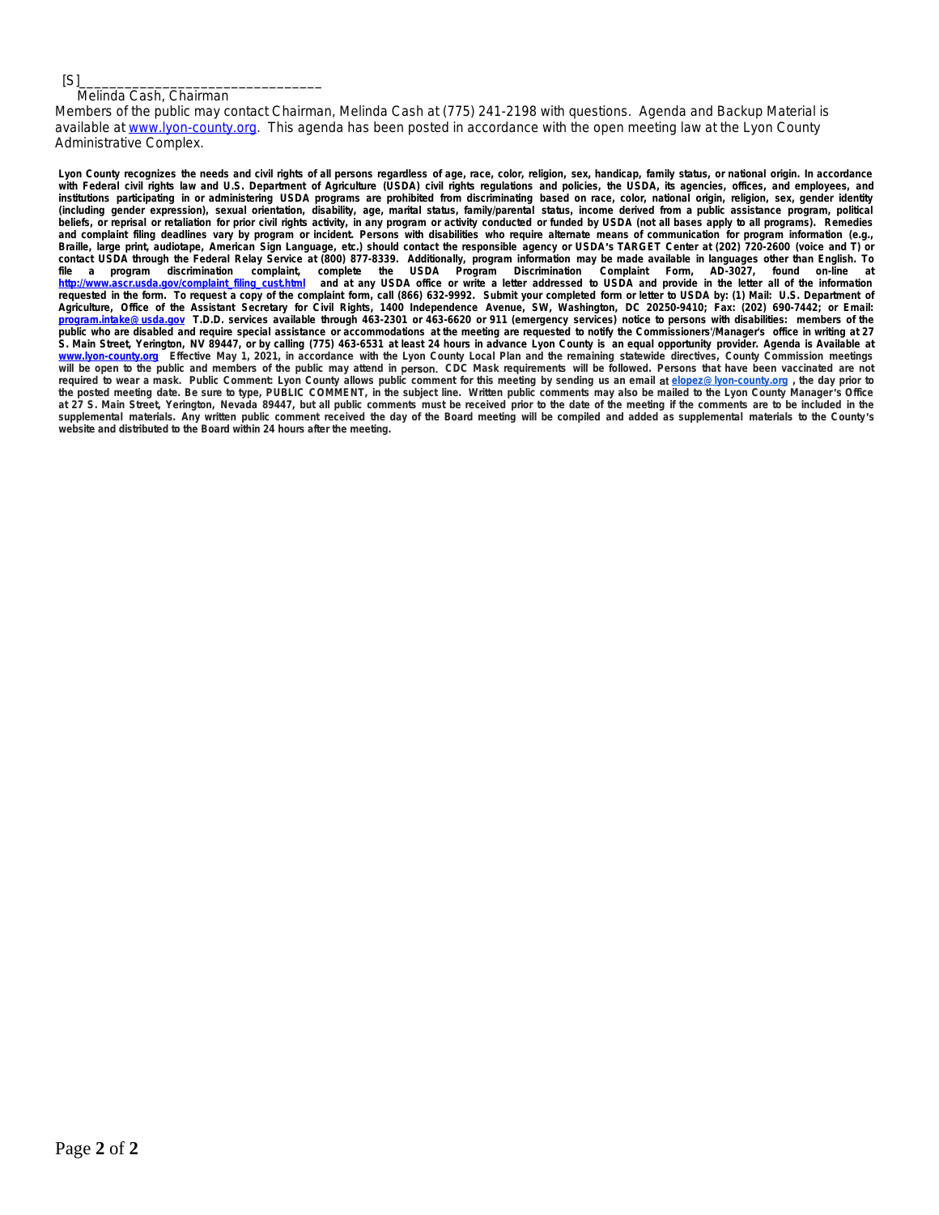[S]_______________________________

Melinda Cash, Chairman

Members of the public may contact Chairman, Melinda Cash at (775) 241-2198 with questions. Agenda and Backup Material is available at www.lyon-county.org. This agenda has been posted in accordance with the open meeting law at the Lyon County Administrative Complex.

**Lyon County recognizes the needs and civil rights of all persons regardless of age, race, color, religion, sex, handicap, family status, or national origin. In accordance with Federal civil rights law and U.S. Department of Agriculture (USDA) civil rights regulations and policies, the USDA, its agencies, offices, and employees, and institutions participating in or administering USDA programs are prohibited from discriminating based on race, color, national origin, religion, sex, gender identity (including gender expression), sexual orientation, disability, age, marital status, family/parental status, income derived from a public assistance program, political beliefs, or reprisal or retaliation for prior civil rights activity, in any program or activity conducted or funded by USDA (not all bases apply to all programs). Remedies and complaint filing deadlines vary by program or incident. Persons with disabilities who require alternate means of communication for program information (e.g., Braille, large print, audiotape, American Sign Language, etc.) should contact the responsible agency or USDA's TARGET Center at (202) 720-2600 (voice and T) or contact USDA through the Federal Relay Service at (800) 877-8339. Additionally, program information may be made available in languages other than English. To file a program discrimination complaint, complete the USDA Program Discrimination Complaint Form, AD-3027, found on-line at http://www.ascr.usda.gov/complaint_filing_cust.html and at any USDA office or write a letter addressed to USDA and provide in the letter all of the information requested in the form. To request a copy of the complaint form, call (866) 632-9992. Submit your completed form or letter to USDA by: (1) Mail: U.S. Department of Agriculture, Office of the Assistant Secretary for Civil Rights, 1400 Independence Avenue, SW, Washington, DC 20250-9410; Fax: (202) 690-7442; or Email: program.intake@usda.gov T.D.D. services available through 463-2301 or 463-6620 or 911 (emergency services) notice to persons with disabilities: members of the public who are disabled and require special assistance or accommodations at the meeting are requested to notify the Commissioners'/Manager's office in writing at 27 S. Main Street, Yerington, NV 89447, or by calling (775) 463-6531 at least 24 hours in advance Lyon County is an equal opportunity provider. Agenda is Available at www.lyon-county.org Effective May 1, 2021, in accordance with the Lyon County Local Plan and the remaining statewide directives, County Commission meetings will be open to the public and members of the public may attend in person. CDC Mask requirements will be followed. Persons that have been vaccinated are not required to wear a mask. Public Comment: Lyon County allows public comment for this meeting by sending us an email at elopez@lyon-county.org , the day prior to the posted meeting date. Be sure to type, PUBLIC COMMENT, in the subject line. Written public comments may also be mailed to the Lyon County Manager's Office at 27 S. Main Street, Yerington, Nevada 89447, but all public comments must be received prior to the date of the meeting if the comments are to be included in the supplemental materials. Any written public comment received the day of the Board meeting will be compiled and added as supplemental materials to the County's website and distributed to the Board within 24 hours after the meeting.**